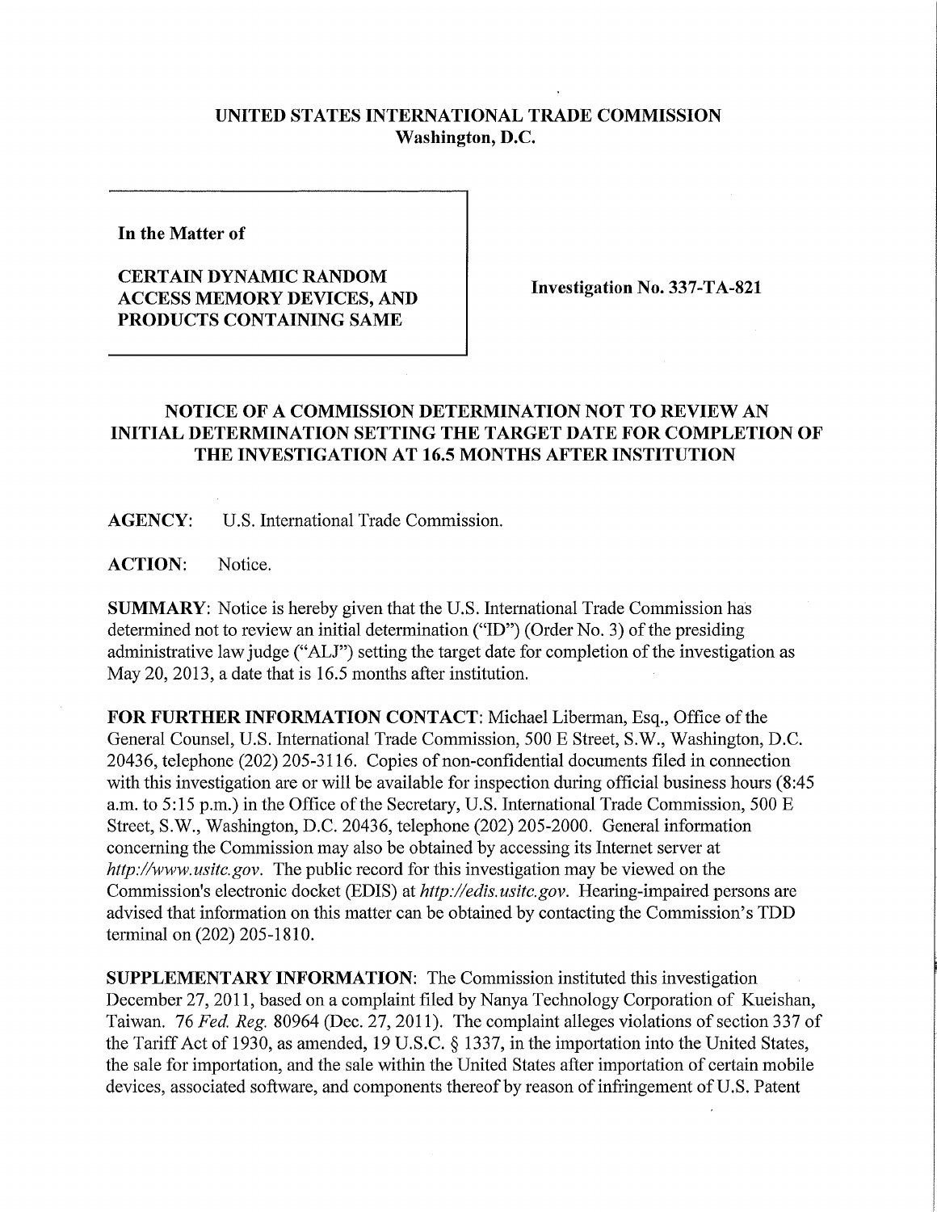**UNITED STATES INTERNATIONAL TRADE COMMISSION**
**Washington, D.C.**

**In the Matter of**

**CERTAIN DYNAMIC RANDOM ACCESS MEMORY DEVICES, AND PRODUCTS CONTAINING SAME**

**Investigation No. 337-TA-821**

## NOTICE OF A COMMISSION DETERMINATION NOT TO REVIEW AN INITIAL DETERMINATION SETTING THE TARGET DATE FOR COMPLETION OF THE INVESTIGATION AT 16.5 MONTHS AFTER INSTITUTION

**AGENCY:** U.S. International Trade Commission.

**ACTION:** Notice.

**SUMMARY**: Notice is hereby given that the U.S. International Trade Commission has determined not to review an initial determination ("ID") (Order No. 3) of the presiding administrative law judge ("ALJ") setting the target date for completion of the investigation as May 20, 2013, a date that is 16.5 months after institution.

**FOR FURTHER INFORMATION CONTACT**: Michael Liberman, Esq., Office of the General Counsel, U.S. International Trade Commission, 500 E Street, S.W., Washington, D.C. 20436, telephone (202) 205-3116. Copies of non-confidential documents filed in connection with this investigation are or will be available for inspection during official business hours (8:45 a.m. to 5:15 p.m.) in the Office of the Secretary, U.S. International Trade Commission, 500 E Street, S.W., Washington, D.C. 20436, telephone (202) 205-2000. General information concerning the Commission may also be obtained by accessing its Internet server at *http://www.usitc.gov*. The public record for this investigation may be viewed on the Commission's electronic docket (EDIS) at *http://edis.usitc.gov*. Hearing-impaired persons are advised that information on this matter can be obtained by contacting the Commission's TDD terminal on (202) 205-1810.

**SUPPLEMENTARY INFORMATION**: The Commission instituted this investigation December 27, 2011, based on a complaint filed by Nanya Technology Corporation of Kueishan, Taiwan. 76 *Fed. Reg.* 80964 (Dec. 27, 2011). The complaint alleges violations of section 337 of the Tariff Act of 1930, as amended, 19 U.S.C. § 1337, in the importation into the United States, the sale for importation, and the sale within the United States after importation of certain mobile devices, associated software, and components thereof by reason of infringement of U.S. Patent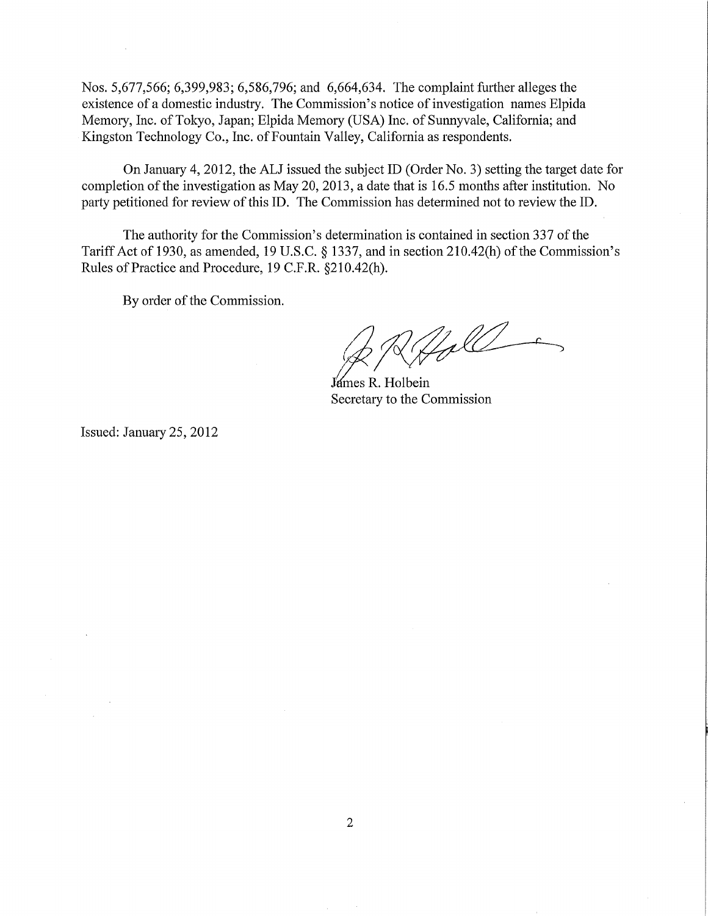Nos. 5,677,566; 6,399,983; 6,586,796; and 6,664,634. The complaint further alleges the existence of a domestic industry. The Commission's notice of investigation names Elpida Memory, Inc. of Tokyo, Japan; Elpida Memory (USA) Inc. of Sunnyvale, California; and Kingston Technology Co., Inc. of Fountain Valley, California as respondents.

On January 4, 2012, the ALJ issued the subject ID (Order No. 3) setting the target date for completion of the investigation as May 20, 2013, a date that is 16.5 months after institution. No party petitioned for review of this ID. The Commission has determined not to review the ID.

The authority for the Commission's determination is contained in section 337 of the Tariff Act of 1930, as amended, 19 U.S.C. § 1337, and in section 210.42(h) of the Commission's Rules of Practice and Procedure, 19 C.F.R. §210.42(h).

By order of the Commission.

James R. Holbein
Secretary to the Commission

Issued: January 25, 2012